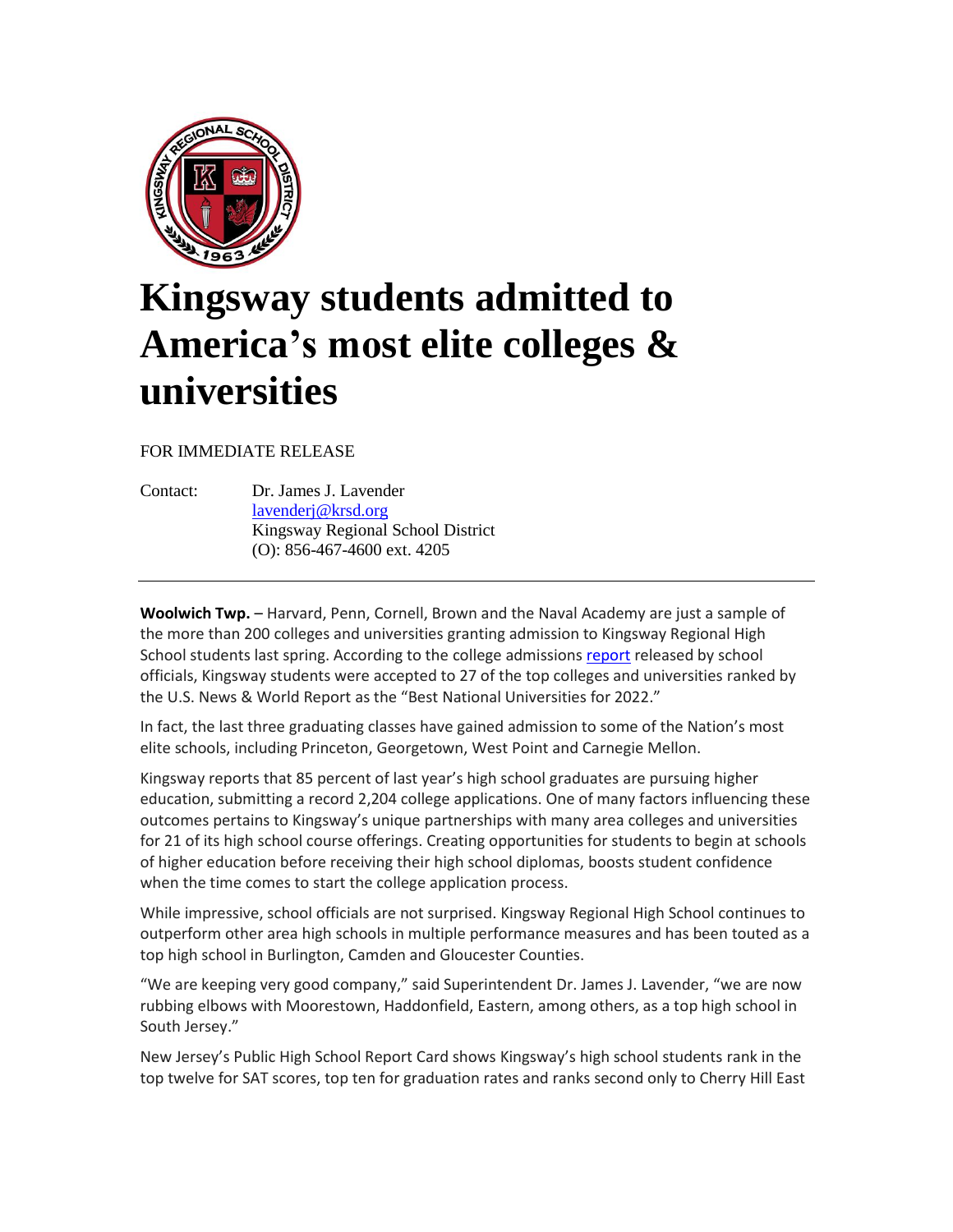# Kingsway students admitted to America's most elite colleges & universities

FOR IMMEDIATE RELEASE

Contact: Dr. James J. Lavender
lavenderj@krsd.org
Kingsway Regional School District
(O): 856-467-4600 ext. 4205

---

**Woolwich Twp.** – Harvard, Penn, Cornell, Brown and the Naval Academy are just a sample of the more than 200 colleges and universities granting admission to Kingsway Regional High School students last spring. According to the college admissions report released by school officials, Kingsway students were accepted to 27 of the top colleges and universities ranked by the U.S. News & World Report as the "Best National Universities for 2022."

In fact, the last three graduating classes have gained admission to some of the Nation's most elite schools, including Princeton, Georgetown, West Point and Carnegie Mellon.

Kingsway reports that 85 percent of last year's high school graduates are pursuing higher education, submitting a record 2,204 college applications. One of many factors influencing these outcomes pertains to Kingsway's unique partnerships with many area colleges and universities for 21 of its high school course offerings. Creating opportunities for students to begin at schools of higher education before receiving their high school diplomas, boosts student confidence when the time comes to start the college application process.

While impressive, school officials are not surprised. Kingsway Regional High School continues to outperform other area high schools in multiple performance measures and has been touted as a top high school in Burlington, Camden and Gloucester Counties.

"We are keeping very good company," said Superintendent Dr. James J. Lavender, "we are now rubbing elbows with Moorestown, Haddonfield, Eastern, among others, as a top high school in South Jersey."

New Jersey's Public High School Report Card shows Kingsway's high school students rank in the top twelve for SAT scores, top ten for graduation rates and ranks second only to Cherry Hill East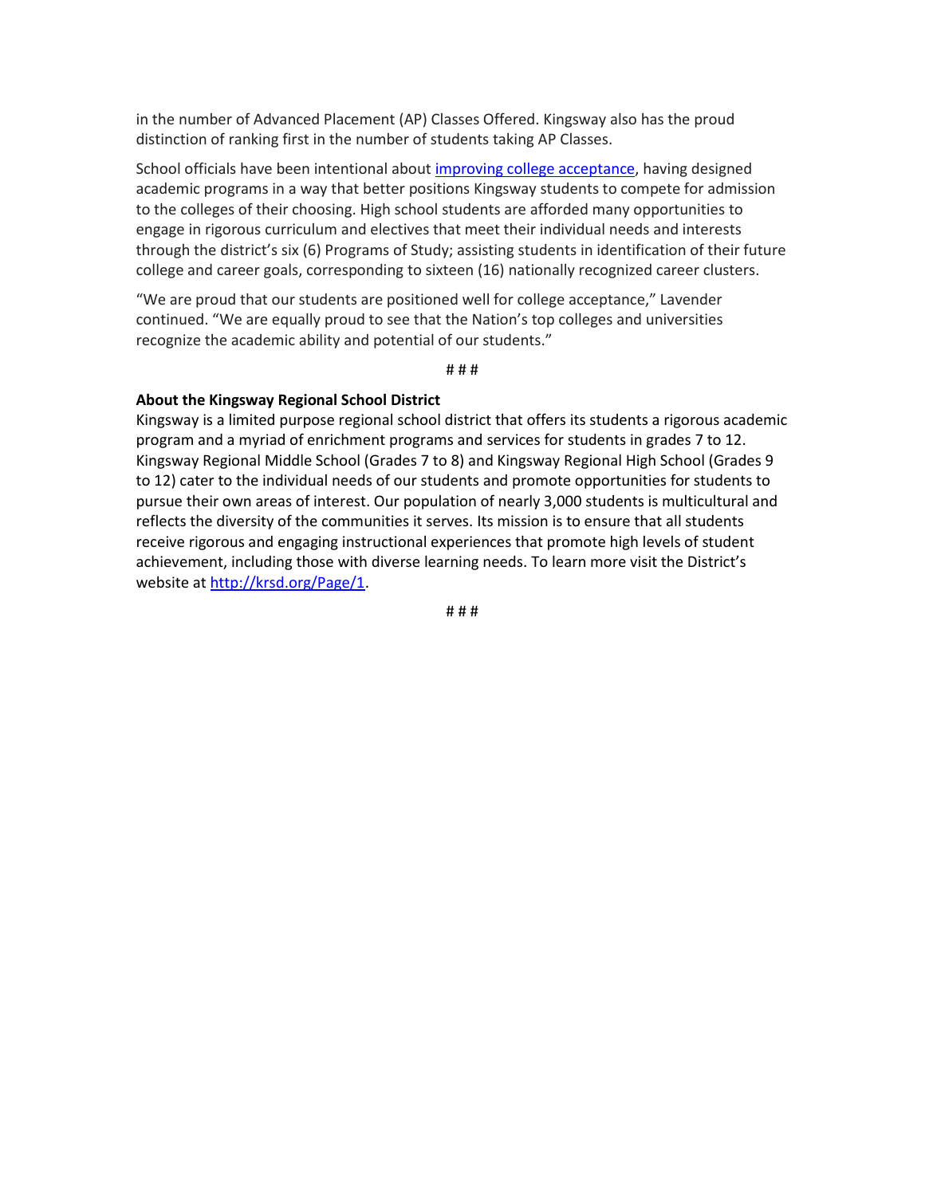in the number of Advanced Placement (AP) Classes Offered. Kingsway also has the proud distinction of ranking first in the number of students taking AP Classes.

School officials have been intentional about [improving college acceptance](), having designed academic programs in a way that better positions Kingsway students to compete for admission to the colleges of their choosing. High school students are afforded many opportunities to engage in rigorous curriculum and electives that meet their individual needs and interests through the district's six (6) Programs of Study; assisting students in identification of their future college and career goals, corresponding to sixteen (16) nationally recognized career clusters.

"We are proud that our students are positioned well for college acceptance," Lavender continued. "We are equally proud to see that the Nation's top colleges and universities recognize the academic ability and potential of our students."

# # #

**About the Kingsway Regional School District**

Kingsway is a limited purpose regional school district that offers its students a rigorous academic program and a myriad of enrichment programs and services for students in grades 7 to 12. Kingsway Regional Middle School (Grades 7 to 8) and Kingsway Regional High School (Grades 9 to 12) cater to the individual needs of our students and promote opportunities for students to pursue their own areas of interest. Our population of nearly 3,000 students is multicultural and reflects the diversity of the communities it serves. Its mission is to ensure that all students receive rigorous and engaging instructional experiences that promote high levels of student achievement, including those with diverse learning needs. To learn more visit the District's website at [http://krsd.org/Page/1](http://krsd.org/Page/1).

# # #